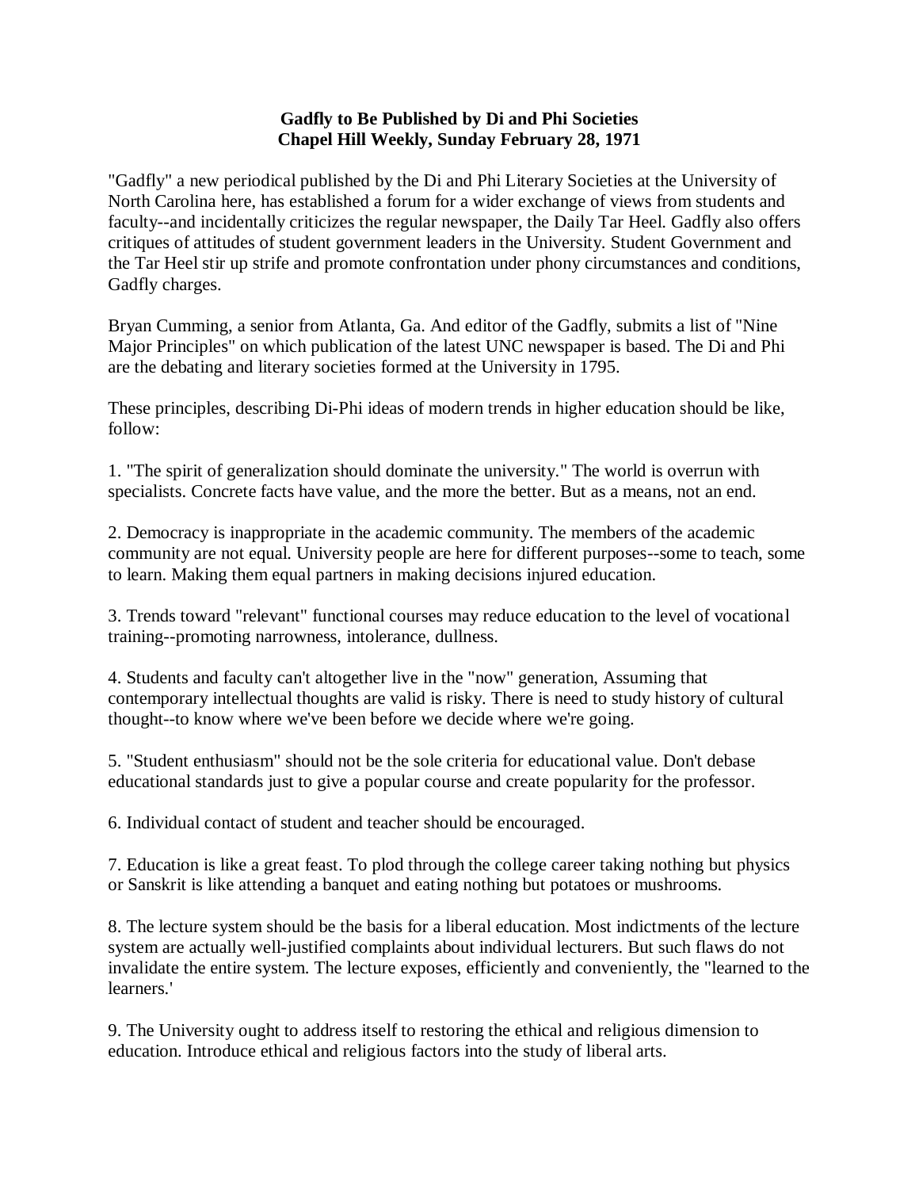**Gadfly to Be Published by Di and Phi Societies**
**Chapel Hill Weekly, Sunday February 28, 1971**

"Gadfly" a new periodical published by the Di and Phi Literary Societies at the University of North Carolina here, has established a forum for a wider exchange of views from students and faculty--and incidentally criticizes the regular newspaper, the Daily Tar Heel. Gadfly also offers critiques of attitudes of student government leaders in the University. Student Government and the Tar Heel stir up strife and promote confrontation under phony circumstances and conditions, Gadfly charges.

Bryan Cumming, a senior from Atlanta, Ga. And editor of the Gadfly, submits a list of "Nine Major Principles" on which publication of the latest UNC newspaper is based. The Di and Phi are the debating and literary societies formed at the University in 1795.

These principles, describing Di-Phi ideas of modern trends in higher education should be like, follow:

1. "The spirit of generalization should dominate the university." The world is overrun with specialists. Concrete facts have value, and the more the better. But as a means, not an end.

2. Democracy is inappropriate in the academic community. The members of the academic community are not equal. University people are here for different purposes--some to teach, some to learn. Making them equal partners in making decisions injured education.

3. Trends toward "relevant" functional courses may reduce education to the level of vocational training--promoting narrowness, intolerance, dullness.

4. Students and faculty can't altogether live in the "now" generation, Assuming that contemporary intellectual thoughts are valid is risky. There is need to study history of cultural thought--to know where we've been before we decide where we're going.

5. "Student enthusiasm" should not be the sole criteria for educational value. Don't debase educational standards just to give a popular course and create popularity for the professor.

6. Individual contact of student and teacher should be encouraged.

7. Education is like a great feast. To plod through the college career taking nothing but physics or Sanskrit is like attending a banquet and eating nothing but potatoes or mushrooms.

8. The lecture system should be the basis for a liberal education. Most indictments of the lecture system are actually well-justified complaints about individual lecturers. But such flaws do not invalidate the entire system. The lecture exposes, efficiently and conveniently, the "learned to the learners.'

9. The University ought to address itself to restoring the ethical and religious dimension to education. Introduce ethical and religious factors into the study of liberal arts.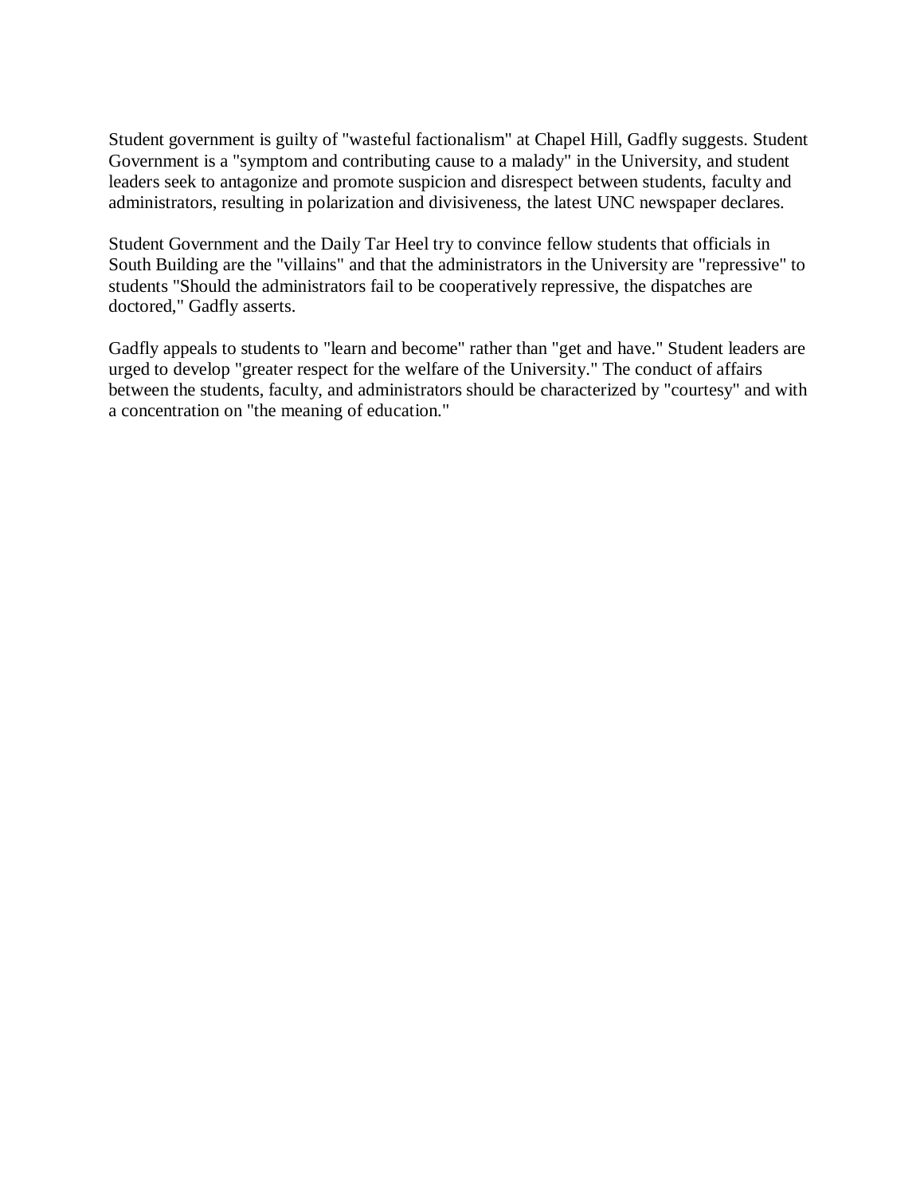Student government is guilty of "wasteful factionalism" at Chapel Hill, Gadfly suggests. Student Government is a "symptom and contributing cause to a malady" in the University, and student leaders seek to antagonize and promote suspicion and disrespect between students, faculty and administrators, resulting in polarization and divisiveness, the latest UNC newspaper declares.

Student Government and the Daily Tar Heel try to convince fellow students that officials in South Building are the "villains" and that the administrators in the University are "repressive" to students "Should the administrators fail to be cooperatively repressive, the dispatches are doctored," Gadfly asserts.

Gadfly appeals to students to "learn and become" rather than "get and have." Student leaders are urged to develop "greater respect for the welfare of the University." The conduct of affairs between the students, faculty, and administrators should be characterized by "courtesy" and with a concentration on "the meaning of education."